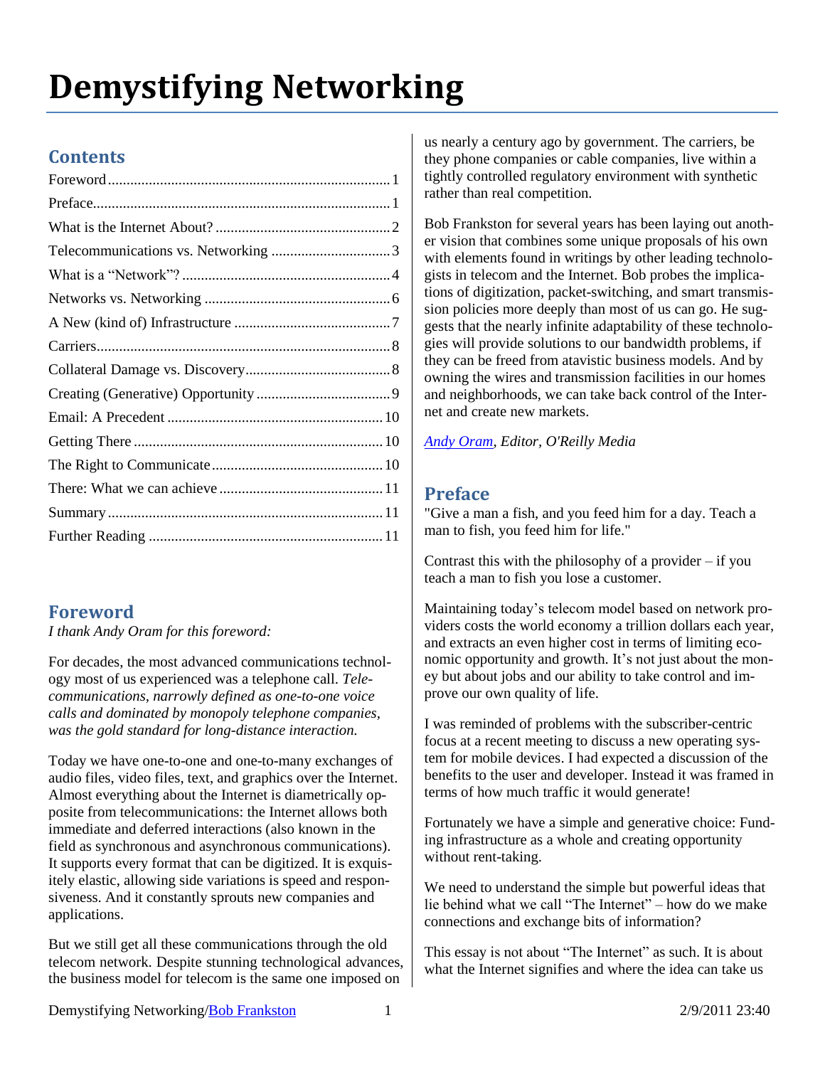# Demystifying Networking

## Contents

Foreword ........................................................................ 1
Preface............................................................................ 1
What is the Internet About? ............................................ 2
Telecommunications vs. Networking ............................. 3
What is a "Network"? ..................................................... 4
Networks vs. Networking ............................................... 6
A New (kind of) Infrastructure ....................................... 7
Carriers........................................................................... 8
Collateral Damage vs. Discovery.................................... 8
Creating (Generative) Opportunity ................................. 9
Email: A Precedent ....................................................... 10
Getting There ............................................................... 10
The Right to Communicate........................................... 10
There: What we can achieve ......................................... 11
Summary ....................................................................... 11
Further Reading ............................................................ 11

## Foreword

*I thank Andy Oram for this foreword:*

For decades, the most advanced communications technology most of us experienced was a telephone call. *Telecommunications, narrowly defined as one-to-one voice calls and dominated by monopoly telephone companies, was the gold standard for long-distance interaction.*

Today we have one-to-one and one-to-many exchanges of audio files, video files, text, and graphics over the Internet. Almost everything about the Internet is diametrically opposite from telecommunications: the Internet allows both immediate and deferred interactions (also known in the field as synchronous and asynchronous communications). It supports every format that can be digitized. It is exquisitely elastic, allowing side variations is speed and responsiveness. And it constantly sprouts new companies and applications.

But we still get all these communications through the old telecom network. Despite stunning technological advances, the business model for telecom is the same one imposed on us nearly a century ago by government. The carriers, be they phone companies or cable companies, live within a tightly controlled regulatory environment with synthetic rather than real competition.

Bob Frankston for several years has been laying out another vision that combines some unique proposals of his own with elements found in writings by other leading technologists in telecom and the Internet. Bob probes the implications of digitization, packet-switching, and smart transmission policies more deeply than most of us can go. He suggests that the nearly infinite adaptability of these technologies will provide solutions to our bandwidth problems, if they can be freed from atavistic business models. And by owning the wires and transmission facilities in our homes and neighborhoods, we can take back control of the Internet and create new markets.

*Andy Oram, Editor, O'Reilly Media*

## Preface

"Give a man a fish, and you feed him for a day. Teach a man to fish, you feed him for life."

Contrast this with the philosophy of a provider – if you teach a man to fish you lose a customer.

Maintaining today's telecom model based on network providers costs the world economy a trillion dollars each year, and extracts an even higher cost in terms of limiting economic opportunity and growth. It's not just about the money but about jobs and our ability to take control and improve our own quality of life.

I was reminded of problems with the subscriber-centric focus at a recent meeting to discuss a new operating system for mobile devices. I had expected a discussion of the benefits to the user and developer. Instead it was framed in terms of how much traffic it would generate!

Fortunately we have a simple and generative choice: Funding infrastructure as a whole and creating opportunity without rent-taking.

We need to understand the simple but powerful ideas that lie behind what we call "The Internet" – how do we make connections and exchange bits of information?

This essay is not about "The Internet" as such. It is about what the Internet signifies and where the idea can take us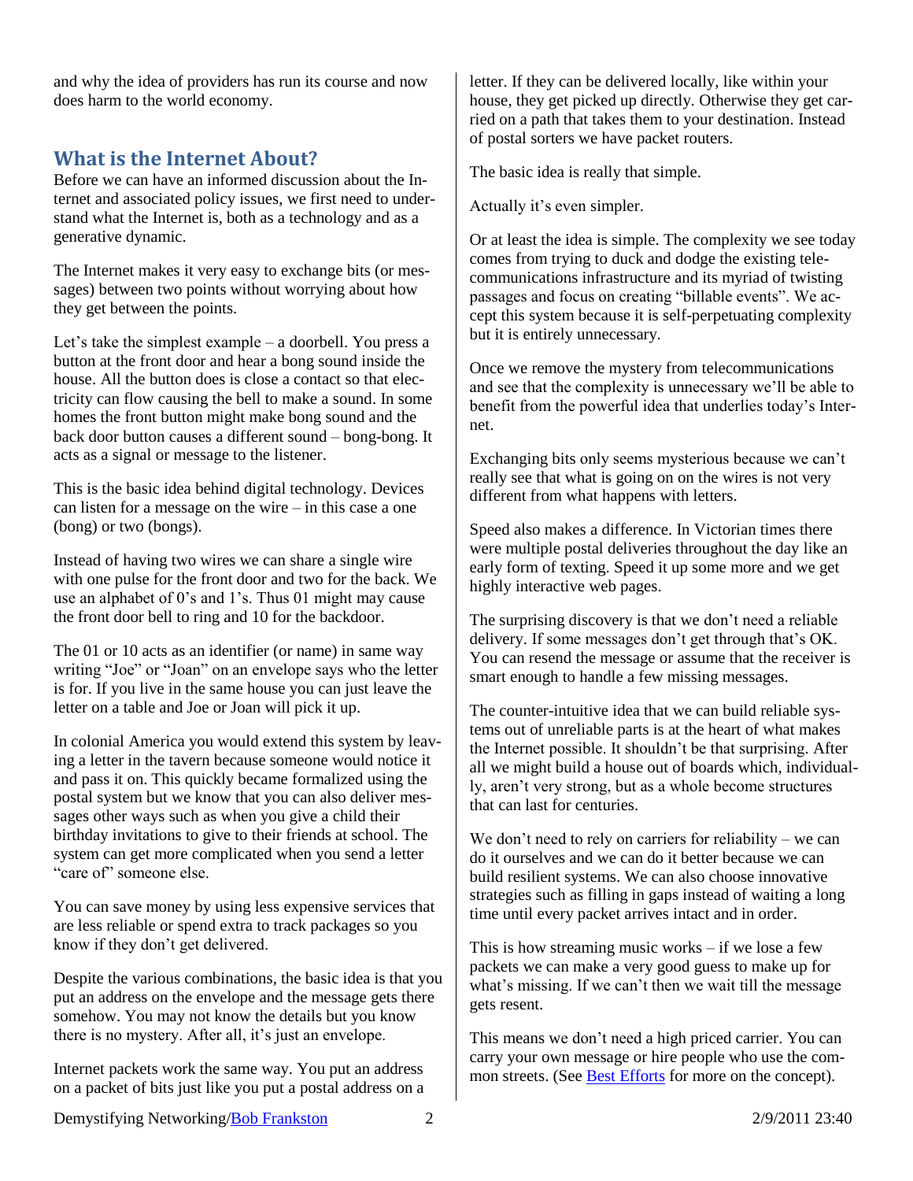and why the idea of providers has run its course and now does harm to the world economy.

## What is the Internet About?

Before we can have an informed discussion about the Internet and associated policy issues, we first need to understand what the Internet is, both as a technology and as a generative dynamic.

The Internet makes it very easy to exchange bits (or messages) between two points without worrying about how they get between the points.

Let's take the simplest example – a doorbell. You press a button at the front door and hear a bong sound inside the house. All the button does is close a contact so that electricity can flow causing the bell to make a sound. In some homes the front button might make bong sound and the back door button causes a different sound – bong-bong. It acts as a signal or message to the listener.

This is the basic idea behind digital technology. Devices can listen for a message on the wire – in this case a one (bong) or two (bongs).

Instead of having two wires we can share a single wire with one pulse for the front door and two for the back. We use an alphabet of 0's and 1's. Thus 01 might may cause the front door bell to ring and 10 for the backdoor.

The 01 or 10 acts as an identifier (or name) in same way writing "Joe" or "Joan" on an envelope says who the letter is for. If you live in the same house you can just leave the letter on a table and Joe or Joan will pick it up.

In colonial America you would extend this system by leaving a letter in the tavern because someone would notice it and pass it on. This quickly became formalized using the postal system but we know that you can also deliver messages other ways such as when you give a child their birthday invitations to give to their friends at school. The system can get more complicated when you send a letter "care of" someone else.

You can save money by using less expensive services that are less reliable or spend extra to track packages so you know if they don't get delivered.

Despite the various combinations, the basic idea is that you put an address on the envelope and the message gets there somehow. You may not know the details but you know there is no mystery. After all, it's just an envelope.

Internet packets work the same way. You put an address on a packet of bits just like you put a postal address on a letter. If they can be delivered locally, like within your house, they get picked up directly. Otherwise they get carried on a path that takes them to your destination. Instead of postal sorters we have packet routers.

The basic idea is really that simple.

Actually it's even simpler.

Or at least the idea is simple. The complexity we see today comes from trying to duck and dodge the existing telecommunications infrastructure and its myriad of twisting passages and focus on creating "billable events". We accept this system because it is self-perpetuating complexity but it is entirely unnecessary.

Once we remove the mystery from telecommunications and see that the complexity is unnecessary we'll be able to benefit from the powerful idea that underlies today's Internet.

Exchanging bits only seems mysterious because we can't really see that what is going on on the wires is not very different from what happens with letters.

Speed also makes a difference. In Victorian times there were multiple postal deliveries throughout the day like an early form of texting. Speed it up some more and we get highly interactive web pages.

The surprising discovery is that we don't need a reliable delivery. If some messages don't get through that's OK. You can resend the message or assume that the receiver is smart enough to handle a few missing messages.

The counter-intuitive idea that we can build reliable systems out of unreliable parts is at the heart of what makes the Internet possible. It shouldn't be that surprising. After all we might build a house out of boards which, individually, aren't very strong, but as a whole become structures that can last for centuries.

We don't need to rely on carriers for reliability – we can do it ourselves and we can do it better because we can build resilient systems. We can also choose innovative strategies such as filling in gaps instead of waiting a long time until every packet arrives intact and in order.

This is how streaming music works – if we lose a few packets we can make a very good guess to make up for what's missing. If we can't then we wait till the message gets resent.

This means we don't need a high priced carrier. You can carry your own message or hire people who use the common streets. (See Best Efforts for more on the concept).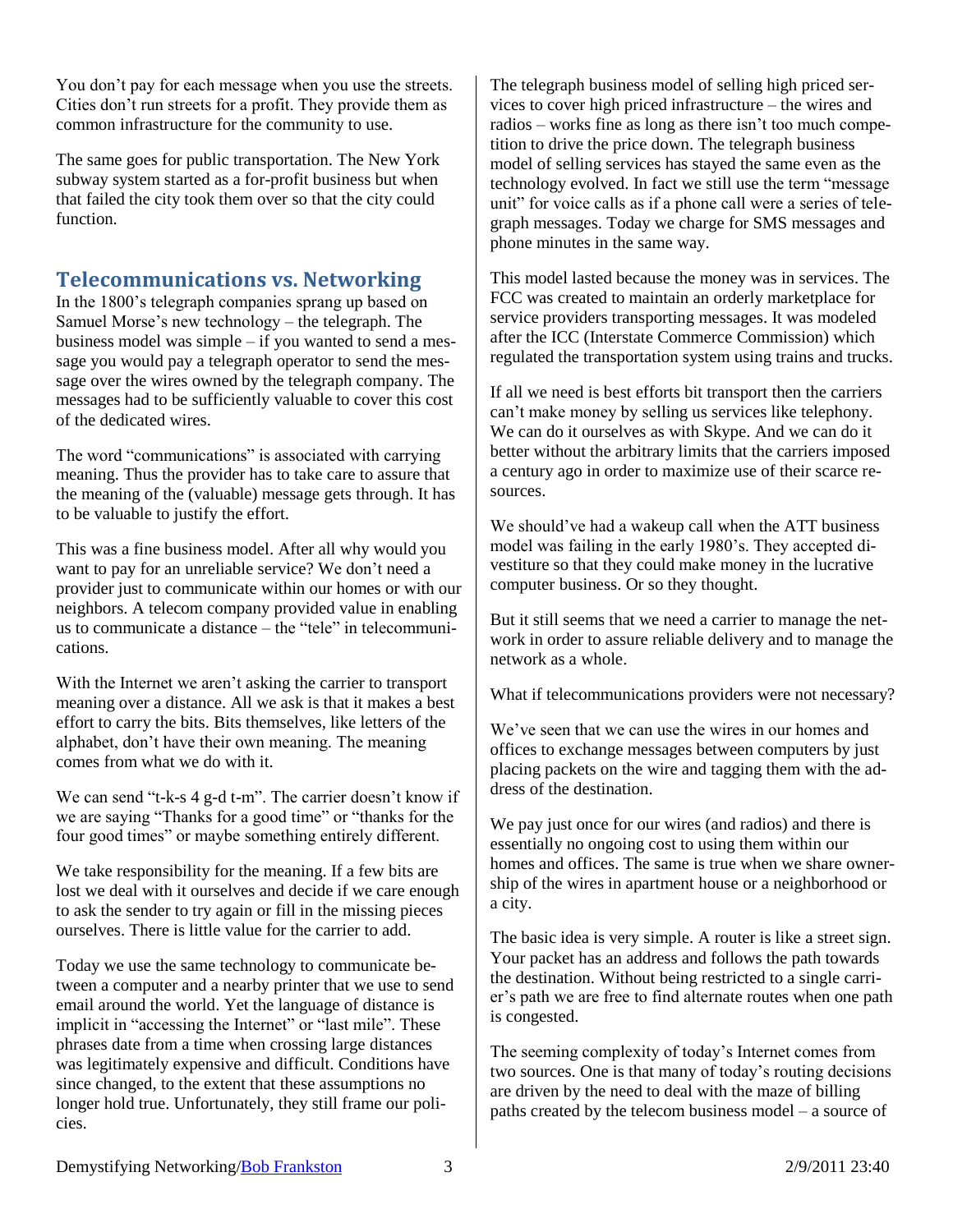You don't pay for each message when you use the streets. Cities don't run streets for a profit. They provide them as common infrastructure for the community to use.

The same goes for public transportation. The New York subway system started as a for-profit business but when that failed the city took them over so that the city could function.

## Telecommunications vs. Networking

In the 1800's telegraph companies sprang up based on Samuel Morse's new technology – the telegraph. The business model was simple – if you wanted to send a message you would pay a telegraph operator to send the message over the wires owned by the telegraph company. The messages had to be sufficiently valuable to cover this cost of the dedicated wires.

The word "communications" is associated with carrying meaning. Thus the provider has to take care to assure that the meaning of the (valuable) message gets through. It has to be valuable to justify the effort.

This was a fine business model. After all why would you want to pay for an unreliable service? We don't need a provider just to communicate within our homes or with our neighbors. A telecom company provided value in enabling us to communicate a distance – the "tele" in telecommunications.

With the Internet we aren't asking the carrier to transport meaning over a distance. All we ask is that it makes a best effort to carry the bits. Bits themselves, like letters of the alphabet, don't have their own meaning. The meaning comes from what we do with it.

We can send "t-k-s 4 g-d t-m". The carrier doesn't know if we are saying "Thanks for a good time" or "thanks for the four good times" or maybe something entirely different.

We take responsibility for the meaning. If a few bits are lost we deal with it ourselves and decide if we care enough to ask the sender to try again or fill in the missing pieces ourselves. There is little value for the carrier to add.

Today we use the same technology to communicate between a computer and a nearby printer that we use to send email around the world. Yet the language of distance is implicit in "accessing the Internet" or "last mile". These phrases date from a time when crossing large distances was legitimately expensive and difficult. Conditions have since changed, to the extent that these assumptions no longer hold true. Unfortunately, they still frame our policies.

The telegraph business model of selling high priced services to cover high priced infrastructure – the wires and radios – works fine as long as there isn't too much competition to drive the price down. The telegraph business model of selling services has stayed the same even as the technology evolved. In fact we still use the term "message unit" for voice calls as if a phone call were a series of telegraph messages. Today we charge for SMS messages and phone minutes in the same way.

This model lasted because the money was in services. The FCC was created to maintain an orderly marketplace for service providers transporting messages. It was modeled after the ICC (Interstate Commerce Commission) which regulated the transportation system using trains and trucks.

If all we need is best efforts bit transport then the carriers can't make money by selling us services like telephony. We can do it ourselves as with Skype. And we can do it better without the arbitrary limits that the carriers imposed a century ago in order to maximize use of their scarce resources.

We should've had a wakeup call when the ATT business model was failing in the early 1980's. They accepted divestiture so that they could make money in the lucrative computer business. Or so they thought.

But it still seems that we need a carrier to manage the network in order to assure reliable delivery and to manage the network as a whole.

What if telecommunications providers were not necessary?

We've seen that we can use the wires in our homes and offices to exchange messages between computers by just placing packets on the wire and tagging them with the address of the destination.

We pay just once for our wires (and radios) and there is essentially no ongoing cost to using them within our homes and offices. The same is true when we share ownership of the wires in apartment house or a neighborhood or a city.

The basic idea is very simple. A router is like a street sign. Your packet has an address and follows the path towards the destination. Without being restricted to a single carrier's path we are free to find alternate routes when one path is congested.

The seeming complexity of today's Internet comes from two sources. One is that many of today's routing decisions are driven by the need to deal with the maze of billing paths created by the telecom business model – a source of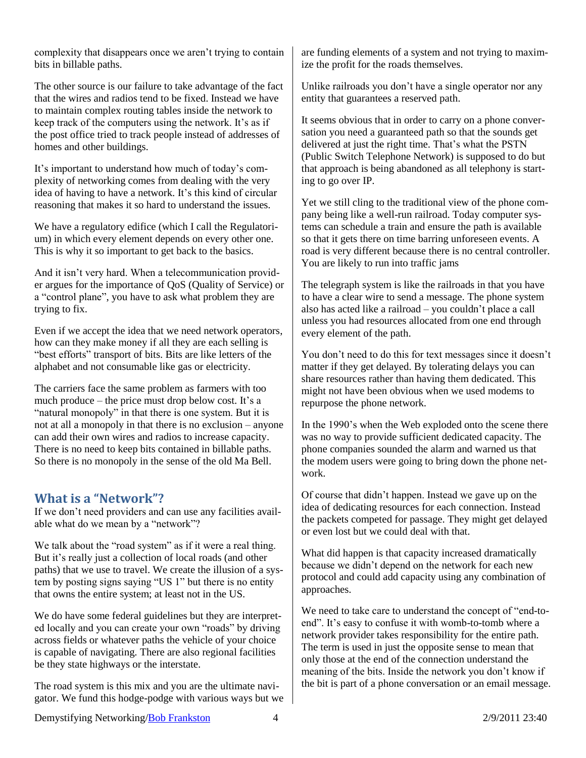complexity that disappears once we aren't trying to contain bits in billable paths.

The other source is our failure to take advantage of the fact that the wires and radios tend to be fixed. Instead we have to maintain complex routing tables inside the network to keep track of the computers using the network. It's as if the post office tried to track people instead of addresses of homes and other buildings.

It's important to understand how much of today's complexity of networking comes from dealing with the very idea of having to have a network. It's this kind of circular reasoning that makes it so hard to understand the issues.

We have a regulatory edifice (which I call the Regulatorium) in which every element depends on every other one. This is why it so important to get back to the basics.

And it isn't very hard. When a telecommunication provider argues for the importance of QoS (Quality of Service) or a "control plane", you have to ask what problem they are trying to fix.

Even if we accept the idea that we need network operators, how can they make money if all they are each selling is "best efforts" transport of bits. Bits are like letters of the alphabet and not consumable like gas or electricity.

The carriers face the same problem as farmers with too much produce – the price must drop below cost. It's a "natural monopoly" in that there is one system. But it is not at all a monopoly in that there is no exclusion – anyone can add their own wires and radios to increase capacity. There is no need to keep bits contained in billable paths. So there is no monopoly in the sense of the old Ma Bell.

## What is a "Network"?

If we don't need providers and can use any facilities available what do we mean by a "network"?

We talk about the "road system" as if it were a real thing. But it's really just a collection of local roads (and other paths) that we use to travel. We create the illusion of a system by posting signs saying "US 1" but there is no entity that owns the entire system; at least not in the US.

We do have some federal guidelines but they are interpreted locally and you can create your own "roads" by driving across fields or whatever paths the vehicle of your choice is capable of navigating. There are also regional facilities be they state highways or the interstate.

The road system is this mix and you are the ultimate navigator. We fund this hodge-podge with various ways but we are funding elements of a system and not trying to maximize the profit for the roads themselves.

Unlike railroads you don't have a single operator nor any entity that guarantees a reserved path.

It seems obvious that in order to carry on a phone conversation you need a guaranteed path so that the sounds get delivered at just the right time. That's what the PSTN (Public Switch Telephone Network) is supposed to do but that approach is being abandoned as all telephony is starting to go over IP.

Yet we still cling to the traditional view of the phone company being like a well-run railroad. Today computer systems can schedule a train and ensure the path is available so that it gets there on time barring unforeseen events. A road is very different because there is no central controller. You are likely to run into traffic jams

The telegraph system is like the railroads in that you have to have a clear wire to send a message. The phone system also has acted like a railroad – you couldn't place a call unless you had resources allocated from one end through every element of the path.

You don't need to do this for text messages since it doesn't matter if they get delayed. By tolerating delays you can share resources rather than having them dedicated. This might not have been obvious when we used modems to repurpose the phone network.

In the 1990's when the Web exploded onto the scene there was no way to provide sufficient dedicated capacity. The phone companies sounded the alarm and warned us that the modem users were going to bring down the phone network.

Of course that didn't happen. Instead we gave up on the idea of dedicating resources for each connection. Instead the packets competed for passage. They might get delayed or even lost but we could deal with that.

What did happen is that capacity increased dramatically because we didn't depend on the network for each new protocol and could add capacity using any combination of approaches.

We need to take care to understand the concept of "end-to-end". It's easy to confuse it with womb-to-tomb where a network provider takes responsibility for the entire path. The term is used in just the opposite sense to mean that only those at the end of the connection understand the meaning of the bits. Inside the network you don't know if the bit is part of a phone conversation or an email message.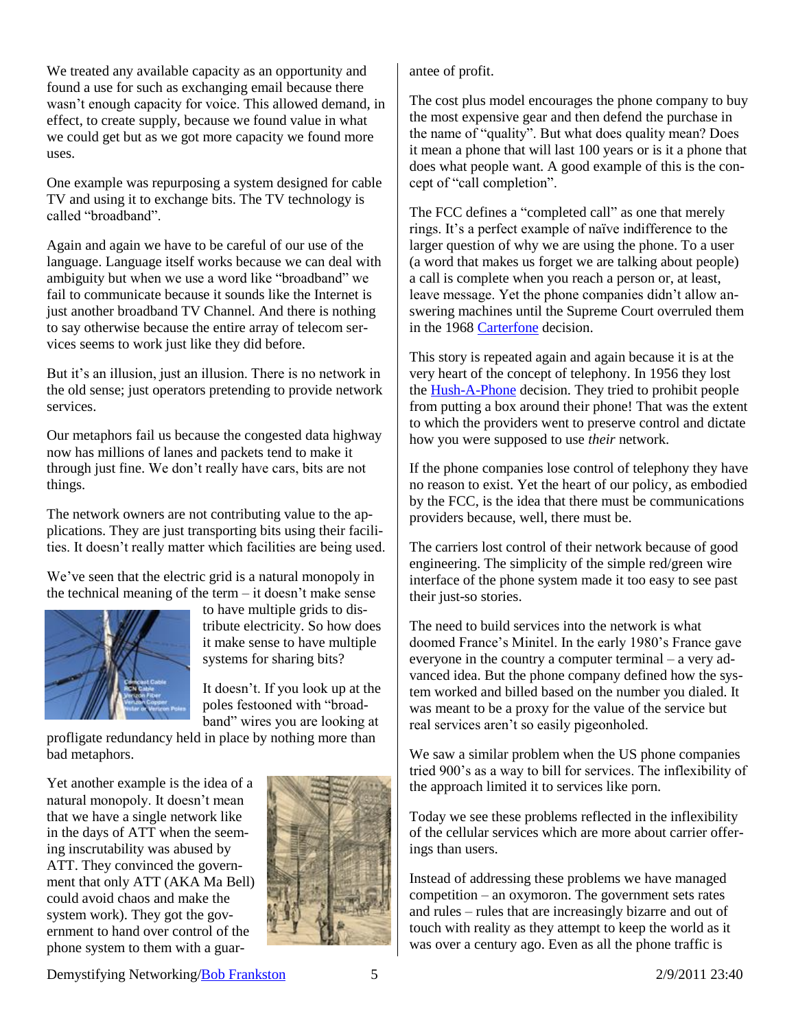We treated any available capacity as an opportunity and found a use for such as exchanging email because there wasn't enough capacity for voice. This allowed demand, in effect, to create supply, because we found value in what we could get but as we got more capacity we found more uses.

One example was repurposing a system designed for cable TV and using it to exchange bits. The TV technology is called "broadband".

Again and again we have to be careful of our use of the language. Language itself works because we can deal with ambiguity but when we use a word like "broadband" we fail to communicate because it sounds like the Internet is just another broadband TV Channel. And there is nothing to say otherwise because the entire array of telecom services seems to work just like they did before.

But it's an illusion, just an illusion. There is no network in the old sense; just operators pretending to provide network services.

Our metaphors fail us because the congested data highway now has millions of lanes and packets tend to make it through just fine. We don't really have cars, bits are not things.

The network owners are not contributing value to the applications. They are just transporting bits using their facilities. It doesn't really matter which facilities are being used.

We've seen that the electric grid is a natural monopoly in the technical meaning of the term – it doesn't make sense to have multiple grids to distribute electricity. So how does it make sense to have multiple systems for sharing bits?

It doesn't. If you look up at the poles festooned with "broadband" wires you are looking at profligate redundancy held in place by nothing more than bad metaphors.

Yet another example is the idea of a natural monopoly. It doesn't mean that we have a single network like in the days of ATT when the seeming inscrutability was abused by ATT. They convinced the government that only ATT (AKA Ma Bell) could avoid chaos and make the system work). They got the government to hand over control of the phone system to them with a guarantee of profit.

The cost plus model encourages the phone company to buy the most expensive gear and then defend the purchase in the name of "quality". But what does quality mean? Does it mean a phone that will last 100 years or is it a phone that does what people want. A good example of this is the concept of "call completion".

The FCC defines a "completed call" as one that merely rings. It's a perfect example of naïve indifference to the larger question of why we are using the phone. To a user (a word that makes us forget we are talking about people) a call is complete when you reach a person or, at least, leave message. Yet the phone companies didn't allow answering machines until the Supreme Court overruled them in the 1968 Carterfone decision.

This story is repeated again and again because it is at the very heart of the concept of telephony. In 1956 they lost the Hush-A-Phone decision. They tried to prohibit people from putting a box around their phone! That was the extent to which the providers went to preserve control and dictate how you were supposed to use *their* network.

If the phone companies lose control of telephony they have no reason to exist. Yet the heart of our policy, as embodied by the FCC, is the idea that there must be communications providers because, well, there must be.

The carriers lost control of their network because of good engineering. The simplicity of the simple red/green wire interface of the phone system made it too easy to see past their just-so stories.

The need to build services into the network is what doomed France's Minitel. In the early 1980's France gave everyone in the country a computer terminal – a very advanced idea. But the phone company defined how the system worked and billed based on the number you dialed. It was meant to be a proxy for the value of the service but real services aren't so easily pigeonholed.

We saw a similar problem when the US phone companies tried 900's as a way to bill for services. The inflexibility of the approach limited it to services like porn.

Today we see these problems reflected in the inflexibility of the cellular services which are more about carrier offerings than users.

Instead of addressing these problems we have managed competition – an oxymoron. The government sets rates and rules – rules that are increasingly bizarre and out of touch with reality as they attempt to keep the world as it was over a century ago. Even as all the phone traffic is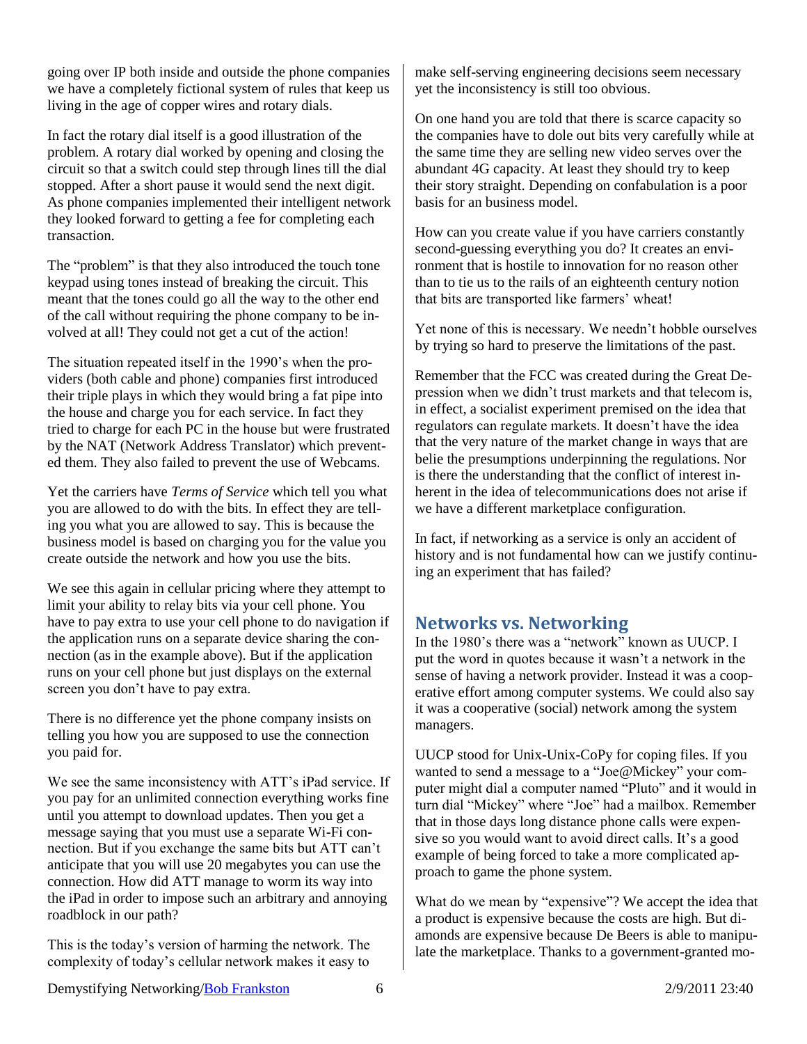going over IP both inside and outside the phone companies we have a completely fictional system of rules that keep us living in the age of copper wires and rotary dials.

In fact the rotary dial itself is a good illustration of the problem. A rotary dial worked by opening and closing the circuit so that a switch could step through lines till the dial stopped. After a short pause it would send the next digit. As phone companies implemented their intelligent network they looked forward to getting a fee for completing each transaction.

The "problem" is that they also introduced the touch tone keypad using tones instead of breaking the circuit. This meant that the tones could go all the way to the other end of the call without requiring the phone company to be involved at all! They could not get a cut of the action!

The situation repeated itself in the 1990's when the providers (both cable and phone) companies first introduced their triple plays in which they would bring a fat pipe into the house and charge you for each service. In fact they tried to charge for each PC in the house but were frustrated by the NAT (Network Address Translator) which prevented them. They also failed to prevent the use of Webcams.

Yet the carriers have *Terms of Service* which tell you what you are allowed to do with the bits. In effect they are telling you what you are allowed to say. This is because the business model is based on charging you for the value you create outside the network and how you use the bits.

We see this again in cellular pricing where they attempt to limit your ability to relay bits via your cell phone. You have to pay extra to use your cell phone to do navigation if the application runs on a separate device sharing the connection (as in the example above). But if the application runs on your cell phone but just displays on the external screen you don't have to pay extra.

There is no difference yet the phone company insists on telling you how you are supposed to use the connection you paid for.

We see the same inconsistency with ATT's iPad service. If you pay for an unlimited connection everything works fine until you attempt to download updates. Then you get a message saying that you must use a separate Wi-Fi connection. But if you exchange the same bits but ATT can't anticipate that you will use 20 megabytes you can use the connection. How did ATT manage to worm its way into the iPad in order to impose such an arbitrary and annoying roadblock in our path?

This is the today's version of harming the network. The complexity of today's cellular network makes it easy to make self-serving engineering decisions seem necessary yet the inconsistency is still too obvious.

On one hand you are told that there is scarce capacity so the companies have to dole out bits very carefully while at the same time they are selling new video serves over the abundant 4G capacity. At least they should try to keep their story straight. Depending on confabulation is a poor basis for an business model.

How can you create value if you have carriers constantly second-guessing everything you do? It creates an environment that is hostile to innovation for no reason other than to tie us to the rails of an eighteenth century notion that bits are transported like farmers' wheat!

Yet none of this is necessary. We needn't hobble ourselves by trying so hard to preserve the limitations of the past.

Remember that the FCC was created during the Great Depression when we didn't trust markets and that telecom is, in effect, a socialist experiment premised on the idea that regulators can regulate markets. It doesn't have the idea that the very nature of the market change in ways that are belie the presumptions underpinning the regulations. Nor is there the understanding that the conflict of interest inherent in the idea of telecommunications does not arise if we have a different marketplace configuration.

In fact, if networking as a service is only an accident of history and is not fundamental how can we justify continuing an experiment that has failed?

## Networks vs. Networking

In the 1980's there was a "network" known as UUCP. I put the word in quotes because it wasn't a network in the sense of having a network provider. Instead it was a cooperative effort among computer systems. We could also say it was a cooperative (social) network among the system managers.

UUCP stood for Unix-Unix-CoPy for coping files. If you wanted to send a message to a "Joe@Mickey" your computer might dial a computer named "Pluto" and it would in turn dial "Mickey" where "Joe" had a mailbox. Remember that in those days long distance phone calls were expensive so you would want to avoid direct calls. It's a good example of being forced to take a more complicated approach to game the phone system.

What do we mean by "expensive"? We accept the idea that a product is expensive because the costs are high. But diamonds are expensive because De Beers is able to manipulate the marketplace. Thanks to a government-granted mo-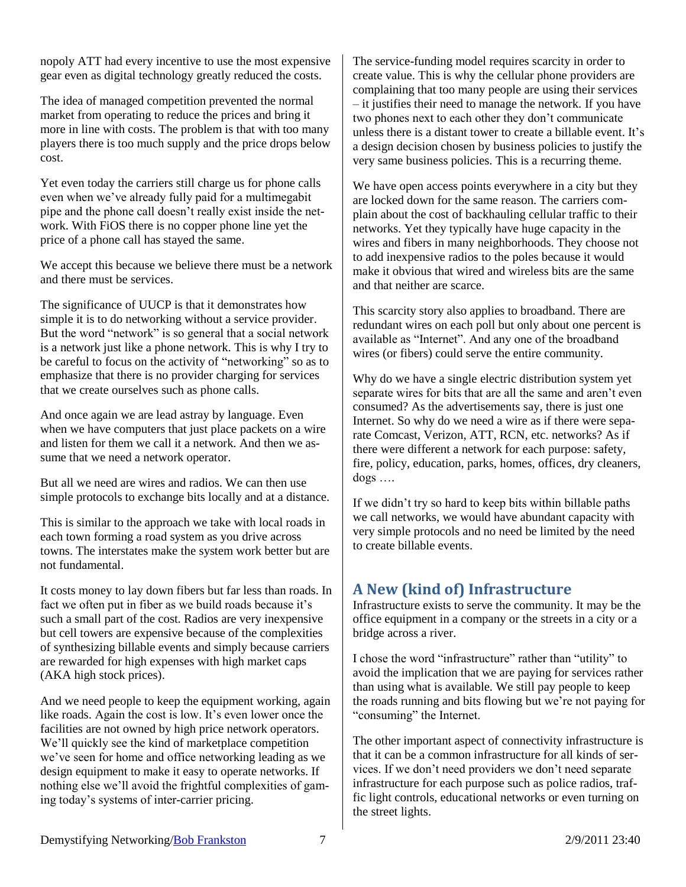nopoly ATT had every incentive to use the most expensive gear even as digital technology greatly reduced the costs.

The idea of managed competition prevented the normal market from operating to reduce the prices and bring it more in line with costs. The problem is that with too many players there is too much supply and the price drops below cost.

Yet even today the carriers still charge us for phone calls even when we've already fully paid for a multimegabit pipe and the phone call doesn't really exist inside the network. With FiOS there is no copper phone line yet the price of a phone call has stayed the same.

We accept this because we believe there must be a network and there must be services.

The significance of UUCP is that it demonstrates how simple it is to do networking without a service provider. But the word "network" is so general that a social network is a network just like a phone network. This is why I try to be careful to focus on the activity of "networking" so as to emphasize that there is no provider charging for services that we create ourselves such as phone calls.

And once again we are lead astray by language. Even when we have computers that just place packets on a wire and listen for them we call it a network. And then we assume that we need a network operator.

But all we need are wires and radios. We can then use simple protocols to exchange bits locally and at a distance.

This is similar to the approach we take with local roads in each town forming a road system as you drive across towns. The interstates make the system work better but are not fundamental.

It costs money to lay down fibers but far less than roads. In fact we often put in fiber as we build roads because it's such a small part of the cost. Radios are very inexpensive but cell towers are expensive because of the complexities of synthesizing billable events and simply because carriers are rewarded for high expenses with high market caps (AKA high stock prices).

And we need people to keep the equipment working, again like roads. Again the cost is low. It's even lower once the facilities are not owned by high price network operators. We'll quickly see the kind of marketplace competition we've seen for home and office networking leading as we design equipment to make it easy to operate networks. If nothing else we'll avoid the frightful complexities of gaming today's systems of inter-carrier pricing.

The service-funding model requires scarcity in order to create value. This is why the cellular phone providers are complaining that too many people are using their services – it justifies their need to manage the network. If you have two phones next to each other they don't communicate unless there is a distant tower to create a billable event. It's a design decision chosen by business policies to justify the very same business policies. This is a recurring theme.

We have open access points everywhere in a city but they are locked down for the same reason. The carriers complain about the cost of backhauling cellular traffic to their networks. Yet they typically have huge capacity in the wires and fibers in many neighborhoods. They choose not to add inexpensive radios to the poles because it would make it obvious that wired and wireless bits are the same and that neither are scarce.

This scarcity story also applies to broadband. There are redundant wires on each poll but only about one percent is available as "Internet". And any one of the broadband wires (or fibers) could serve the entire community.

Why do we have a single electric distribution system yet separate wires for bits that are all the same and aren't even consumed? As the advertisements say, there is just one Internet. So why do we need a wire as if there were separate Comcast, Verizon, ATT, RCN, etc. networks? As if there were different a network for each purpose: safety, fire, policy, education, parks, homes, offices, dry cleaners, dogs ….

If we didn't try so hard to keep bits within billable paths we call networks, we would have abundant capacity with very simple protocols and no need be limited by the need to create billable events.

## A New (kind of) Infrastructure

Infrastructure exists to serve the community. It may be the office equipment in a company or the streets in a city or a bridge across a river.

I chose the word "infrastructure" rather than "utility" to avoid the implication that we are paying for services rather than using what is available. We still pay people to keep the roads running and bits flowing but we're not paying for "consuming" the Internet.

The other important aspect of connectivity infrastructure is that it can be a common infrastructure for all kinds of services. If we don't need providers we don't need separate infrastructure for each purpose such as police radios, traffic light controls, educational networks or even turning on the street lights.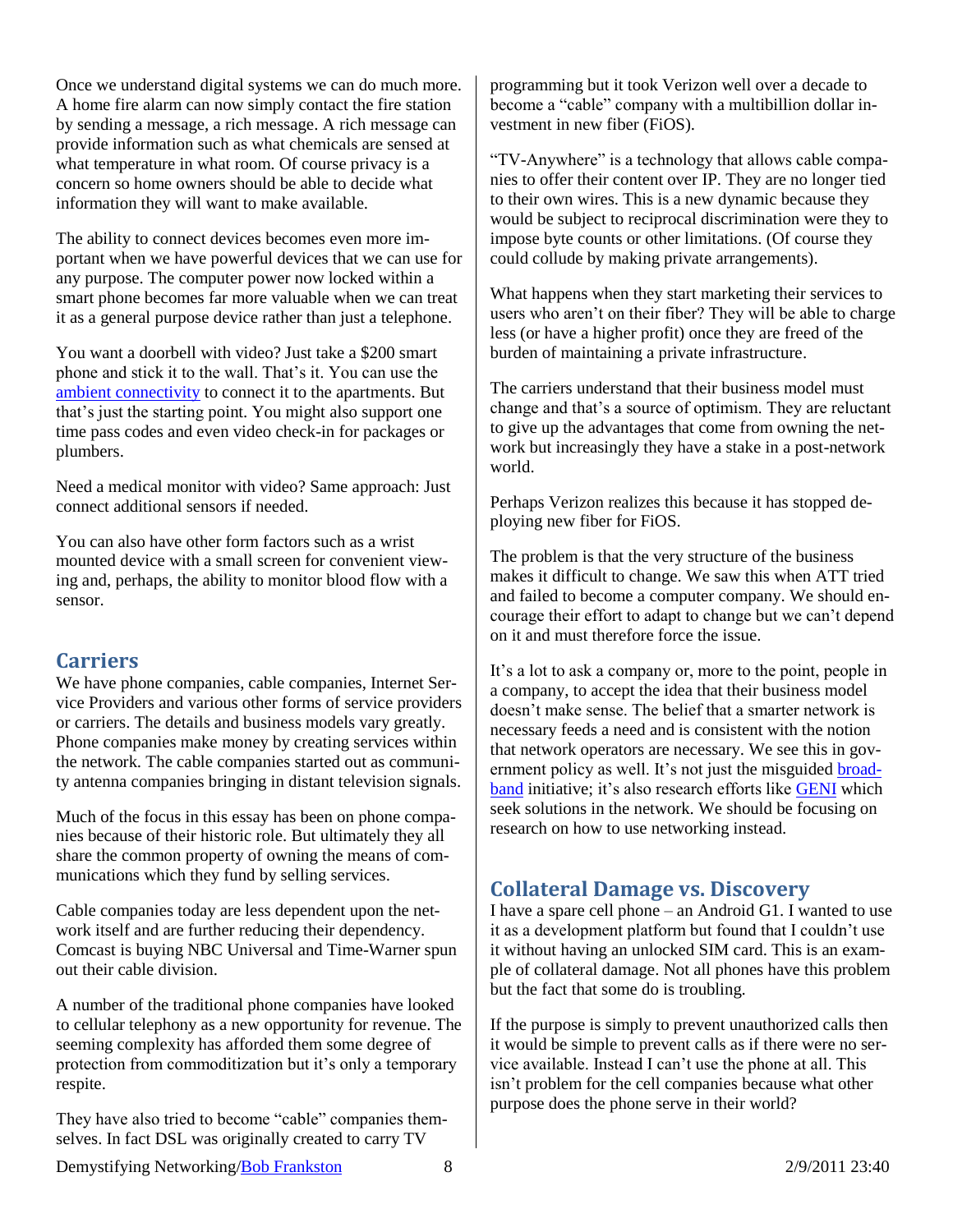Once we understand digital systems we can do much more. A home fire alarm can now simply contact the fire station by sending a message, a rich message. A rich message can provide information such as what chemicals are sensed at what temperature in what room. Of course privacy is a concern so home owners should be able to decide what information they will want to make available.

The ability to connect devices becomes even more important when we have powerful devices that we can use for any purpose. The computer power now locked within a smart phone becomes far more valuable when we can treat it as a general purpose device rather than just a telephone.

You want a doorbell with video? Just take a $200 smart phone and stick it to the wall. That's it. You can use the ambient connectivity to connect it to the apartments. But that's just the starting point. You might also support one time pass codes and even video check-in for packages or plumbers.

Need a medical monitor with video? Same approach: Just connect additional sensors if needed.

You can also have other form factors such as a wrist mounted device with a small screen for convenient viewing and, perhaps, the ability to monitor blood flow with a sensor.

## Carriers

We have phone companies, cable companies, Internet Service Providers and various other forms of service providers or carriers. The details and business models vary greatly. Phone companies make money by creating services within the network. The cable companies started out as community antenna companies bringing in distant television signals.

Much of the focus in this essay has been on phone companies because of their historic role. But ultimately they all share the common property of owning the means of communications which they fund by selling services.

Cable companies today are less dependent upon the network itself and are further reducing their dependency. Comcast is buying NBC Universal and Time-Warner spun out their cable division.

A number of the traditional phone companies have looked to cellular telephony as a new opportunity for revenue. The seeming complexity has afforded them some degree of protection from commoditization but it's only a temporary respite.

They have also tried to become "cable" companies themselves. In fact DSL was originally created to carry TV programming but it took Verizon well over a decade to become a "cable" company with a multibillion dollar investment in new fiber (FiOS).

"TV-Anywhere" is a technology that allows cable companies to offer their content over IP. They are no longer tied to their own wires. This is a new dynamic because they would be subject to reciprocal discrimination were they to impose byte counts or other limitations. (Of course they could collude by making private arrangements).

What happens when they start marketing their services to users who aren't on their fiber? They will be able to charge less (or have a higher profit) once they are freed of the burden of maintaining a private infrastructure.

The carriers understand that their business model must change and that's a source of optimism. They are reluctant to give up the advantages that come from owning the network but increasingly they have a stake in a post-network world.

Perhaps Verizon realizes this because it has stopped deploying new fiber for FiOS.

The problem is that the very structure of the business makes it difficult to change. We saw this when ATT tried and failed to become a computer company. We should encourage their effort to adapt to change but we can't depend on it and must therefore force the issue.

It's a lot to ask a company or, more to the point, people in a company, to accept the idea that their business model doesn't make sense. The belief that a smarter network is necessary feeds a need and is consistent with the notion that network operators are necessary. We see this in government policy as well. It's not just the misguided broadband initiative; it's also research efforts like GENI which seek solutions in the network. We should be focusing on research on how to use networking instead.

## Collateral Damage vs. Discovery

I have a spare cell phone – an Android G1. I wanted to use it as a development platform but found that I couldn't use it without having an unlocked SIM card. This is an example of collateral damage. Not all phones have this problem but the fact that some do is troubling.

If the purpose is simply to prevent unauthorized calls then it would be simple to prevent calls as if there were no service available. Instead I can't use the phone at all. This isn't problem for the cell companies because what other purpose does the phone serve in their world?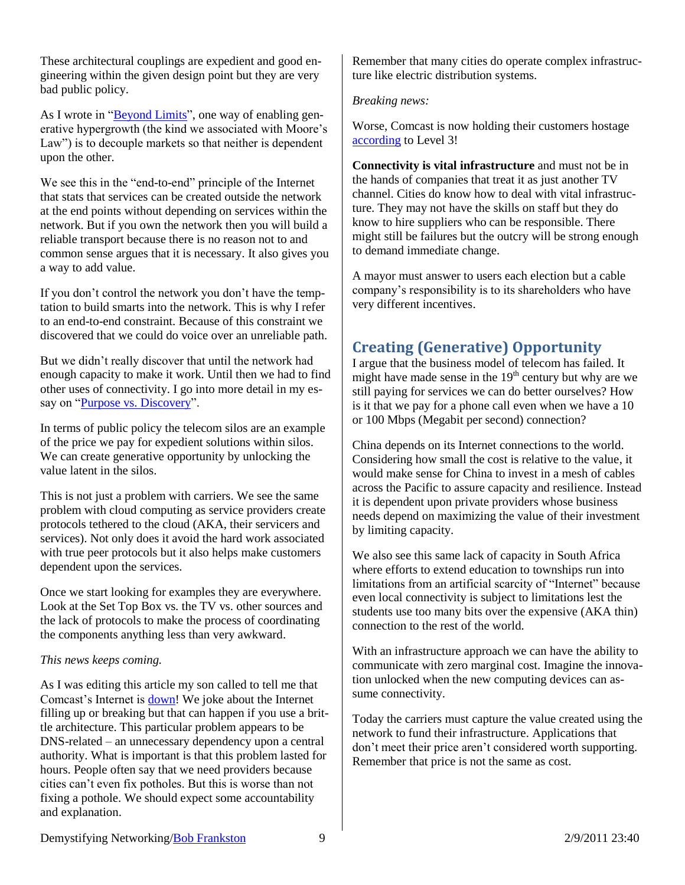These architectural couplings are expedient and good engineering within the given design point but they are very bad public policy.

As I wrote in "[Beyond Limits]", one way of enabling generative hypergrowth (the kind we associated with Moore's Law") is to decouple markets so that neither is dependent upon the other.

We see this in the "end-to-end" principle of the Internet that stats that services can be created outside the network at the end points without depending on services within the network. But if you own the network then you will build a reliable transport because there is no reason not to and common sense argues that it is necessary. It also gives you a way to add value.

If you don't control the network you don't have the temptation to build smarts into the network. This is why I refer to an end-to-end constraint. Because of this constraint we discovered that we could do voice over an unreliable path.

But we didn't really discover that until the network had enough capacity to make it work. Until then we had to find other uses of connectivity. I go into more detail in my essay on "[Purpose vs. Discovery]".

In terms of public policy the telecom silos are an example of the price we pay for expedient solutions within silos. We can create generative opportunity by unlocking the value latent in the silos.

This is not just a problem with carriers. We see the same problem with cloud computing as service providers create protocols tethered to the cloud (AKA, their servicers and services). Not only does it avoid the hard work associated with true peer protocols but it also helps make customers dependent upon the services.

Once we start looking for examples they are everywhere. Look at the Set Top Box vs. the TV vs. other sources and the lack of protocols to make the process of coordinating the components anything less than very awkward.

*This news keeps coming.*

As I was editing this article my son called to tell me that Comcast's Internet is [down]! We joke about the Internet filling up or breaking but that can happen if you use a brittle architecture. This particular problem appears to be DNS-related – an unnecessary dependency upon a central authority. What is important is that this problem lasted for hours. People often say that we need providers because cities can't even fix potholes. But this is worse than not fixing a pothole. We should expect some accountability and explanation.

Remember that many cities do operate complex infrastructure like electric distribution systems.

*Breaking news:*

Worse, Comcast is now holding their customers hostage [according] to Level 3!

**Connectivity is vital infrastructure** and must not be in the hands of companies that treat it as just another TV channel. Cities do know how to deal with vital infrastructure. They may not have the skills on staff but they do know to hire suppliers who can be responsible. There might still be failures but the outcry will be strong enough to demand immediate change.

A mayor must answer to users each election but a cable company's responsibility is to its shareholders who have very different incentives.

## Creating (Generative) Opportunity

I argue that the business model of telecom has failed. It might have made sense in the 19th century but why are we still paying for services we can do better ourselves? How is it that we pay for a phone call even when we have a 10 or 100 Mbps (Megabit per second) connection?

China depends on its Internet connections to the world. Considering how small the cost is relative to the value, it would make sense for China to invest in a mesh of cables across the Pacific to assure capacity and resilience. Instead it is dependent upon private providers whose business needs depend on maximizing the value of their investment by limiting capacity.

We also see this same lack of capacity in South Africa where efforts to extend education to townships run into limitations from an artificial scarcity of "Internet" because even local connectivity is subject to limitations lest the students use too many bits over the expensive (AKA thin) connection to the rest of the world.

With an infrastructure approach we can have the ability to communicate with zero marginal cost. Imagine the innovation unlocked when the new computing devices can assume connectivity.

Today the carriers must capture the value created using the network to fund their infrastructure. Applications that don't meet their price aren't considered worth supporting. Remember that price is not the same as cost.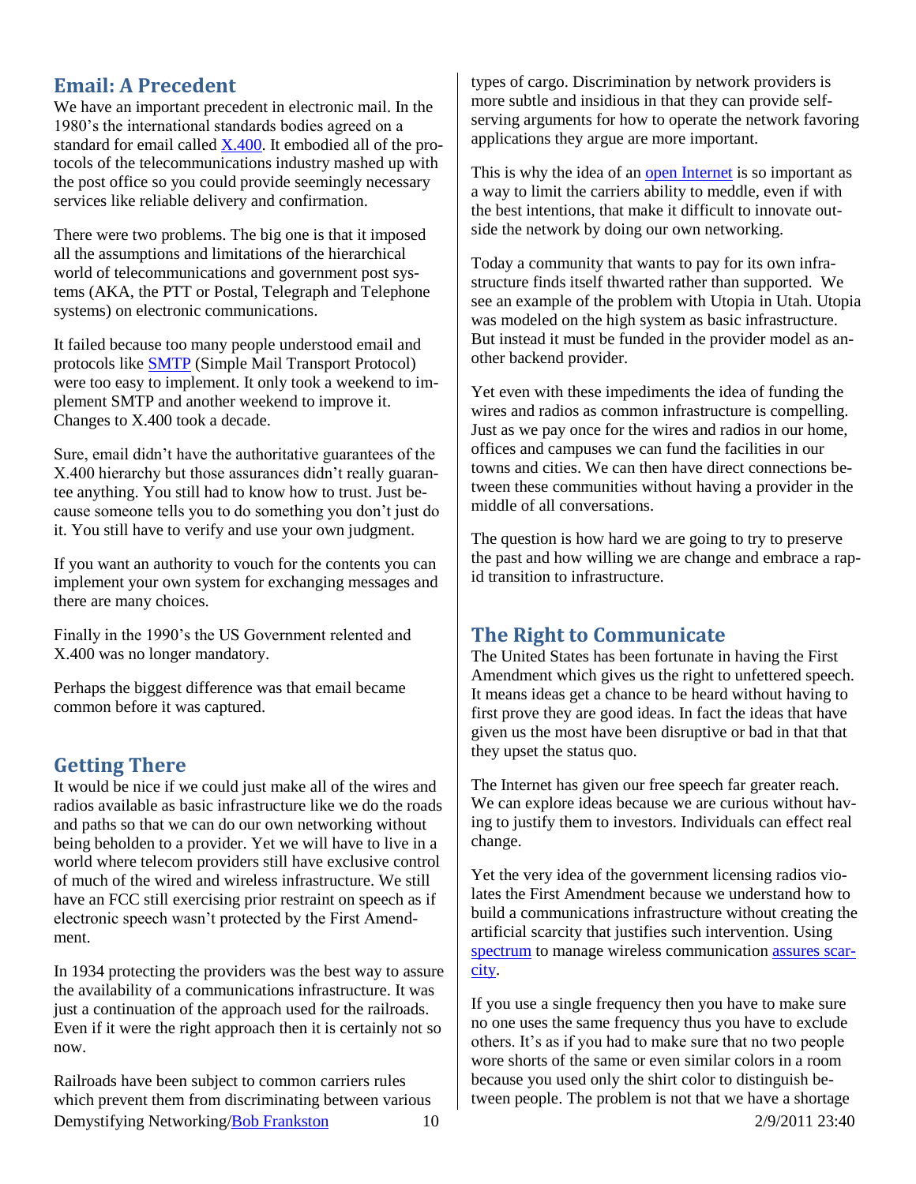## Email: A Precedent

We have an important precedent in electronic mail. In the 1980's the international standards bodies agreed on a standard for email called X.400. It embodied all of the protocols of the telecommunications industry mashed up with the post office so you could provide seemingly necessary services like reliable delivery and confirmation.

There were two problems. The big one is that it imposed all the assumptions and limitations of the hierarchical world of telecommunications and government post systems (AKA, the PTT or Postal, Telegraph and Telephone systems) on electronic communications.

It failed because too many people understood email and protocols like SMTP (Simple Mail Transport Protocol) were too easy to implement. It only took a weekend to implement SMTP and another weekend to improve it. Changes to X.400 took a decade.

Sure, email didn't have the authoritative guarantees of the X.400 hierarchy but those assurances didn't really guarantee anything. You still had to know how to trust. Just because someone tells you to do something you don't just do it. You still have to verify and use your own judgment.

If you want an authority to vouch for the contents you can implement your own system for exchanging messages and there are many choices.

Finally in the 1990's the US Government relented and X.400 was no longer mandatory.

Perhaps the biggest difference was that email became common before it was captured.

## Getting There

It would be nice if we could just make all of the wires and radios available as basic infrastructure like we do the roads and paths so that we can do our own networking without being beholden to a provider. Yet we will have to live in a world where telecom providers still have exclusive control of much of the wired and wireless infrastructure. We still have an FCC still exercising prior restraint on speech as if electronic speech wasn't protected by the First Amendment.

In 1934 protecting the providers was the best way to assure the availability of a communications infrastructure. It was just a continuation of the approach used for the railroads. Even if it were the right approach then it is certainly not so now.

Railroads have been subject to common carriers rules which prevent them from discriminating between various types of cargo. Discrimination by network providers is more subtle and insidious in that they can provide self-serving arguments for how to operate the network favoring applications they argue are more important.

This is why the idea of an open Internet is so important as a way to limit the carriers ability to meddle, even if with the best intentions, that make it difficult to innovate outside the network by doing our own networking.

Today a community that wants to pay for its own infrastructure finds itself thwarted rather than supported. We see an example of the problem with Utopia in Utah. Utopia was modeled on the high system as basic infrastructure. But instead it must be funded in the provider model as another backend provider.

Yet even with these impediments the idea of funding the wires and radios as common infrastructure is compelling. Just as we pay once for the wires and radios in our home, offices and campuses we can fund the facilities in our towns and cities. We can then have direct connections between these communities without having a provider in the middle of all conversations.

The question is how hard we are going to try to preserve the past and how willing we are change and embrace a rapid transition to infrastructure.

## The Right to Communicate

The United States has been fortunate in having the First Amendment which gives us the right to unfettered speech. It means ideas get a chance to be heard without having to first prove they are good ideas. In fact the ideas that have given us the most have been disruptive or bad in that that they upset the status quo.

The Internet has given our free speech far greater reach. We can explore ideas because we are curious without having to justify them to investors. Individuals can effect real change.

Yet the very idea of the government licensing radios violates the First Amendment because we understand how to build a communications infrastructure without creating the artificial scarcity that justifies such intervention. Using spectrum to manage wireless communication assures scarcity.

If you use a single frequency then you have to make sure no one uses the same frequency thus you have to exclude others. It's as if you had to make sure that no two people wore shorts of the same or even similar colors in a room because you used only the shirt color to distinguish between people. The problem is not that we have a shortage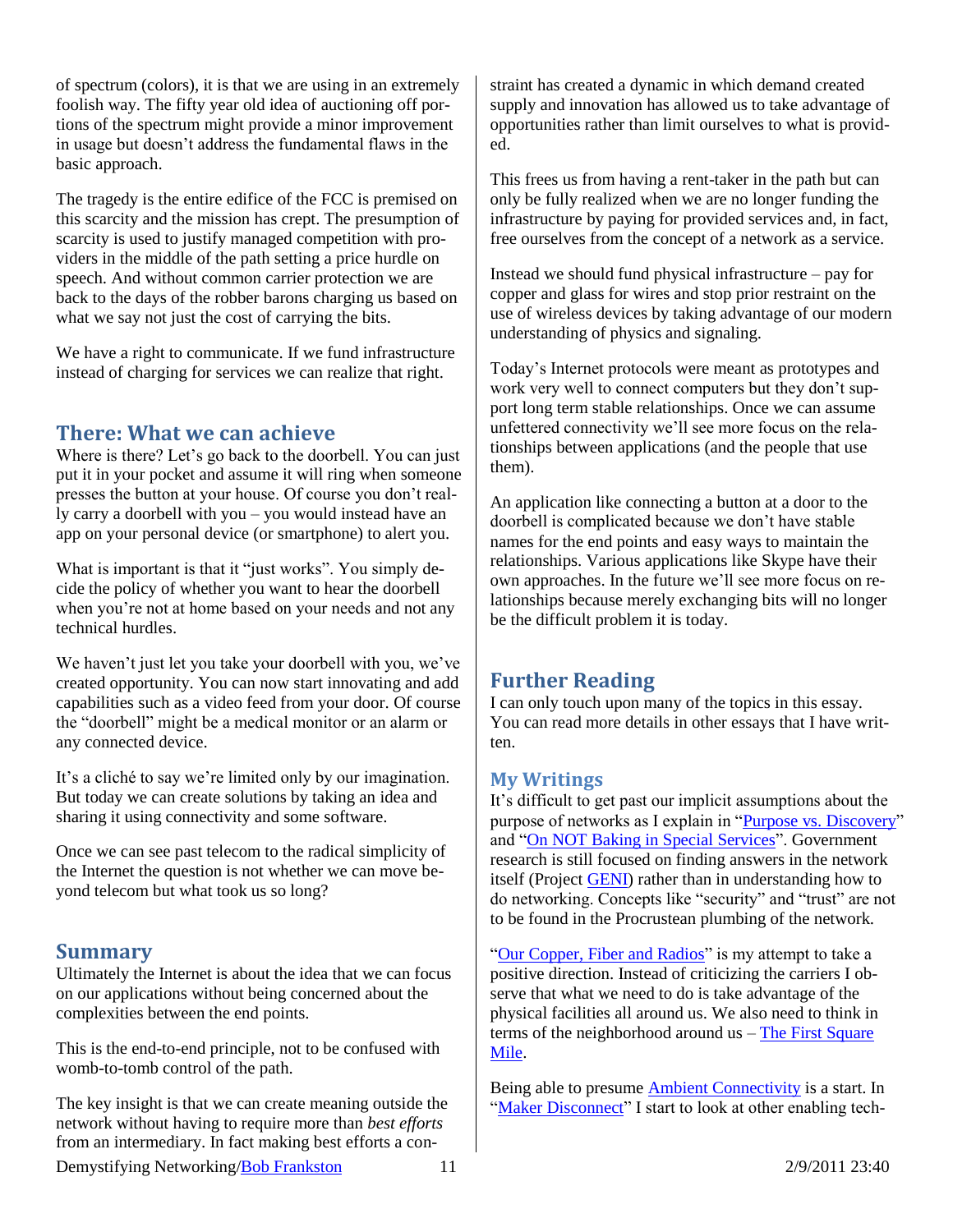of spectrum (colors), it is that we are using in an extremely foolish way. The fifty year old idea of auctioning off portions of the spectrum might provide a minor improvement in usage but doesn't address the fundamental flaws in the basic approach.

The tragedy is the entire edifice of the FCC is premised on this scarcity and the mission has crept. The presumption of scarcity is used to justify managed competition with providers in the middle of the path setting a price hurdle on speech. And without common carrier protection we are back to the days of the robber barons charging us based on what we say not just the cost of carrying the bits.

We have a right to communicate. If we fund infrastructure instead of charging for services we can realize that right.

## There: What we can achieve

Where is there? Let's go back to the doorbell. You can just put it in your pocket and assume it will ring when someone presses the button at your house. Of course you don't really carry a doorbell with you – you would instead have an app on your personal device (or smartphone) to alert you.

What is important is that it "just works". You simply decide the policy of whether you want to hear the doorbell when you're not at home based on your needs and not any technical hurdles.

We haven't just let you take your doorbell with you, we've created opportunity. You can now start innovating and add capabilities such as a video feed from your door. Of course the "doorbell" might be a medical monitor or an alarm or any connected device.

It's a cliché to say we're limited only by our imagination. But today we can create solutions by taking an idea and sharing it using connectivity and some software.

Once we can see past telecom to the radical simplicity of the Internet the question is not whether we can move beyond telecom but what took us so long?

## Summary

Ultimately the Internet is about the idea that we can focus on our applications without being concerned about the complexities between the end points.

This is the end-to-end principle, not to be confused with womb-to-tomb control of the path.

The key insight is that we can create meaning outside the network without having to require more than *best efforts* from an intermediary. In fact making best efforts a constraint has created a dynamic in which demand created supply and innovation has allowed us to take advantage of opportunities rather than limit ourselves to what is provided.

This frees us from having a rent-taker in the path but can only be fully realized when we are no longer funding the infrastructure by paying for provided services and, in fact, free ourselves from the concept of a network as a service.

Instead we should fund physical infrastructure – pay for copper and glass for wires and stop prior restraint on the use of wireless devices by taking advantage of our modern understanding of physics and signaling.

Today's Internet protocols were meant as prototypes and work very well to connect computers but they don't support long term stable relationships. Once we can assume unfettered connectivity we'll see more focus on the relationships between applications (and the people that use them).

An application like connecting a button at a door to the doorbell is complicated because we don't have stable names for the end points and easy ways to maintain the relationships. Various applications like Skype have their own approaches. In the future we'll see more focus on relationships because merely exchanging bits will no longer be the difficult problem it is today.

## Further Reading

I can only touch upon many of the topics in this essay. You can read more details in other essays that I have written.

### My Writings

It's difficult to get past our implicit assumptions about the purpose of networks as I explain in "Purpose vs. Discovery" and "On NOT Baking in Special Services". Government research is still focused on finding answers in the network itself (Project GENI) rather than in understanding how to do networking. Concepts like "security" and "trust" are not to be found in the Procrustean plumbing of the network.

"Our Copper, Fiber and Radios" is my attempt to take a positive direction. Instead of criticizing the carriers I observe that what we need to do is take advantage of the physical facilities all around us. We also need to think in terms of the neighborhood around us – The First Square Mile.

Being able to presume Ambient Connectivity is a start. In "Maker Disconnect" I start to look at other enabling tech-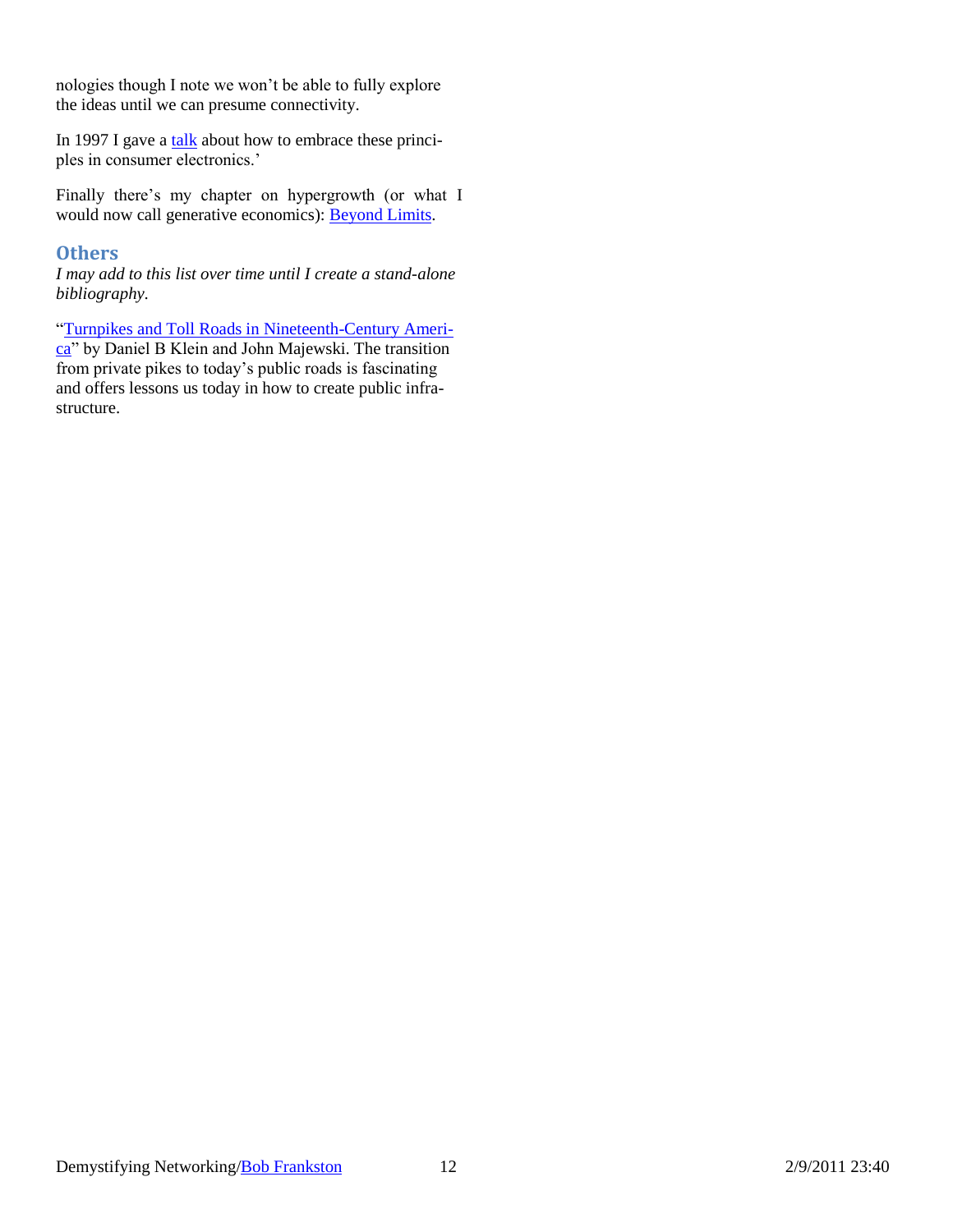nologies though I note we won't be able to fully explore the ideas until we can presume connectivity.

In 1997 I gave a talk about how to embrace these principles in consumer electronics.'

Finally there's my chapter on hypergrowth (or what I would now call generative economics): Beyond Limits.

## Others

*I may add to this list over time until I create a stand-alone bibliography*.

"Turnpikes and Toll Roads in Nineteenth-Century America" by Daniel B Klein and John Majewski. The transition from private pikes to today's public roads is fascinating and offers lessons us today in how to create public infrastructure.